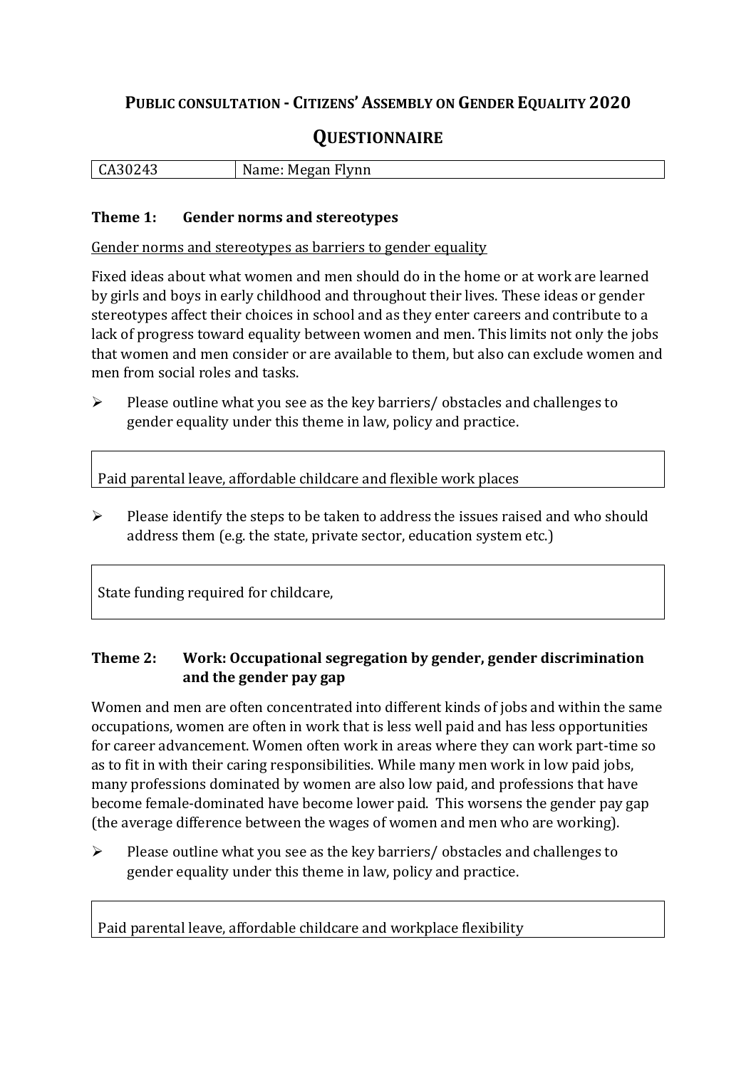# PUBLIC CONSULTATION - CITIZENS' ASSEMBLY ON GENDER EQUALITY 2020

## QUESTIONNAIRE

| CA30243 | Name: Megan Flynn |
|---|---|

### Theme 1: Gender norms and stereotypes

Gender norms and stereotypes as barriers to gender equality

Fixed ideas about what women and men should do in the home or at work are learned by girls and boys in early childhood and throughout their lives. These ideas or gender stereotypes affect their choices in school and as they enter careers and contribute to a lack of progress toward equality between women and men. This limits not only the jobs that women and men consider or are available to them, but also can exclude women and men from social roles and tasks.

- Please outline what you see as the key barriers/ obstacles and challenges to gender equality under this theme in law, policy and practice.

Paid parental leave, affordable childcare and flexible work places

- Please identify the steps to be taken to address the issues raised and who should address them (e.g. the state, private sector, education system etc.)

State funding required for childcare,

### Theme 2: Work: Occupational segregation by gender, gender discrimination and the gender pay gap

Women and men are often concentrated into different kinds of jobs and within the same occupations, women are often in work that is less well paid and has less opportunities for career advancement. Women often work in areas where they can work part-time so as to fit in with their caring responsibilities. While many men work in low paid jobs, many professions dominated by women are also low paid, and professions that have become female-dominated have become lower paid. This worsens the gender pay gap (the average difference between the wages of women and men who are working).

- Please outline what you see as the key barriers/ obstacles and challenges to gender equality under this theme in law, policy and practice.

Paid parental leave, affordable childcare and workplace flexibility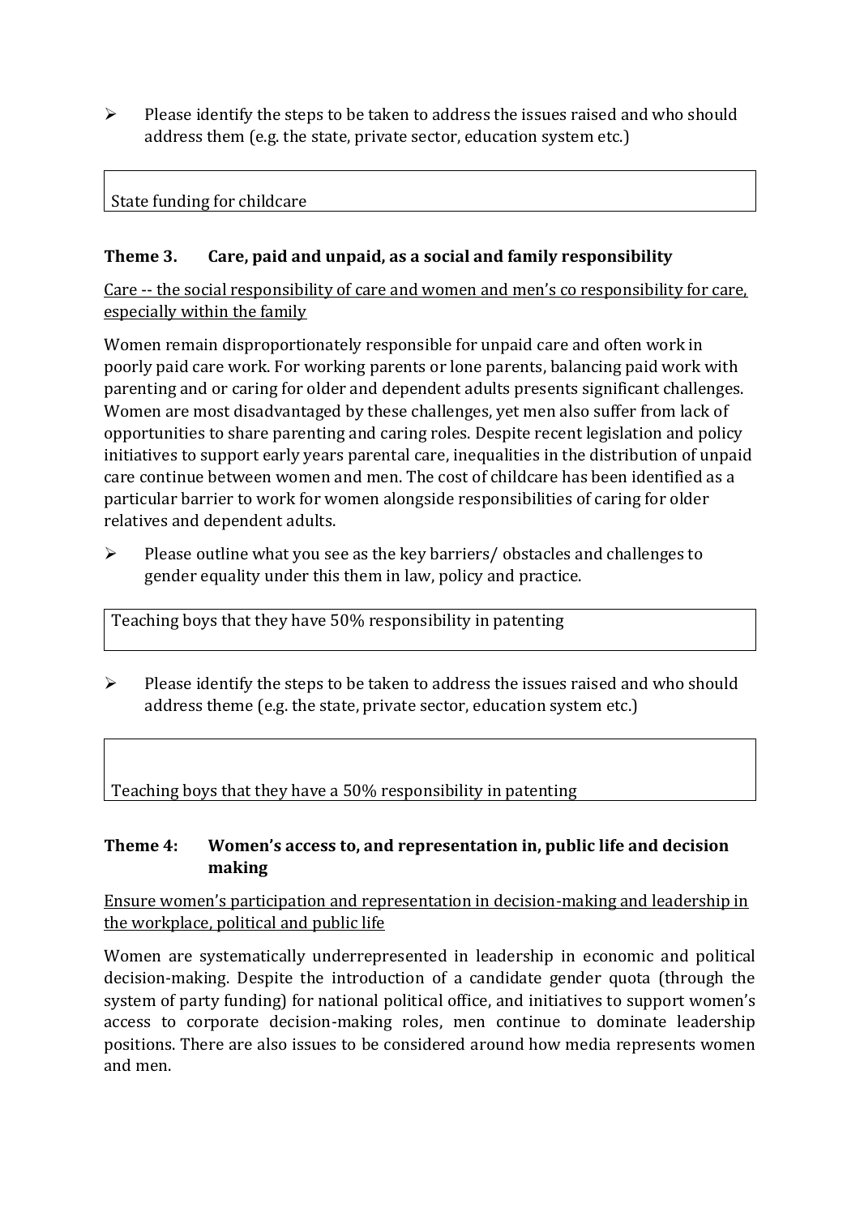- Please identify the steps to be taken to address the issues raised and who should address them (e.g. the state, private sector, education system etc.)

| State funding for childcare |
|---|

### Theme 3. Care, paid and unpaid, as a social and family responsibility

Care -- the social responsibility of care and women and men's co responsibility for care, especially within the family

Women remain disproportionately responsible for unpaid care and often work in poorly paid care work. For working parents or lone parents, balancing paid work with parenting and or caring for older and dependent adults presents significant challenges. Women are most disadvantaged by these challenges, yet men also suffer from lack of opportunities to share parenting and caring roles. Despite recent legislation and policy initiatives to support early years parental care, inequalities in the distribution of unpaid care continue between women and men. The cost of childcare has been identified as a particular barrier to work for women alongside responsibilities of caring for older relatives and dependent adults.

- Please outline what you see as the key barriers/ obstacles and challenges to gender equality under this them in law, policy and practice.

| Teaching boys that they have 50% responsibility in patenting |
|---|

- Please identify the steps to be taken to address the issues raised and who should address theme (e.g. the state, private sector, education system etc.)

| Teaching boys that they have a 50% responsibility in patenting |
|---|

### Theme 4: Women's access to, and representation in, public life and decision making

Ensure women's participation and representation in decision-making and leadership in the workplace, political and public life

Women are systematically underrepresented in leadership in economic and political decision-making. Despite the introduction of a candidate gender quota (through the system of party funding) for national political office, and initiatives to support women's access to corporate decision-making roles, men continue to dominate leadership positions. There are also issues to be considered around how media represents women and men.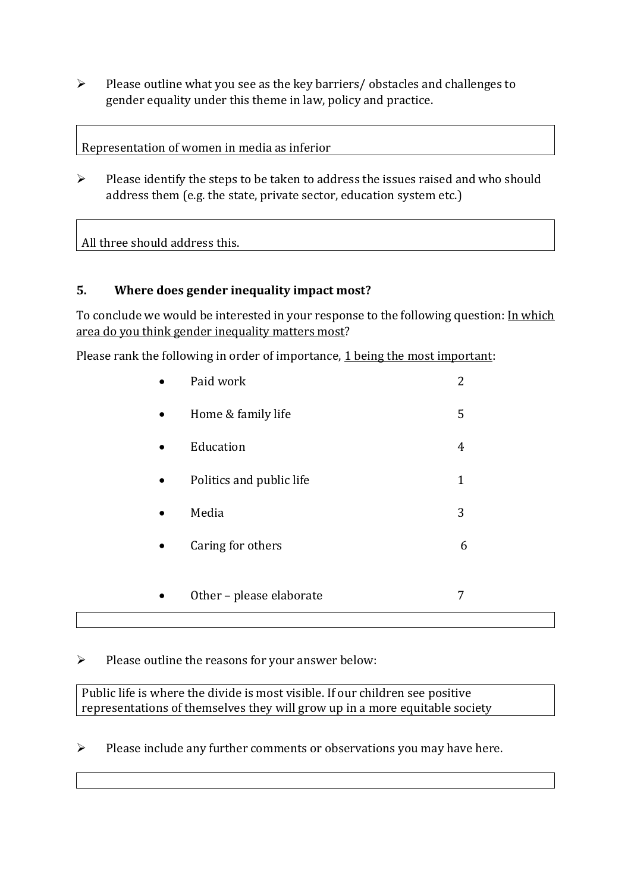- Please outline what you see as the key barriers/ obstacles and challenges to gender equality under this theme in law, policy and practice.

Representation of women in media as inferior

- Please identify the steps to be taken to address the issues raised and who should address them (e.g. the state, private sector, education system etc.)

All three should address this.

## 5. Where does gender inequality impact most?

To conclude we would be interested in your response to the following question: In which area do you think gender inequality matters most?

Please rank the following in order of importance, 1 being the most important:

| | |
|---|---|
| • Paid work | 2 |
| • Home & family life | 5 |
| • Education | 4 |
| • Politics and public life | 1 |
| • Media | 3 |
| • Caring for others | 6 |
| • Other – please elaborate | 7 |

- Please outline the reasons for your answer below:

Public life is where the divide is most visible. If our children see positive representations of themselves they will grow up in a more equitable society

- Please include any further comments or observations you may have here.